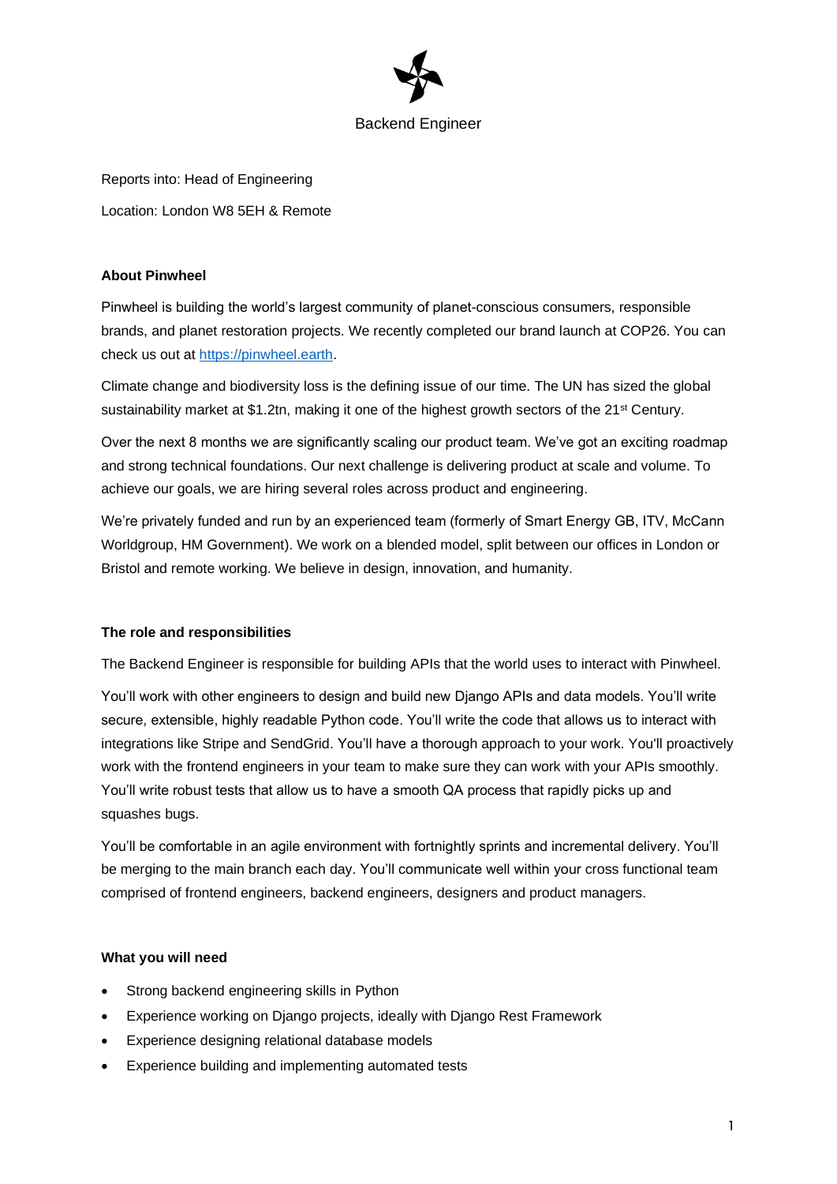# Backend Engineer

Reports into: Head of Engineering

Location: London W8 5EH & Remote

**About Pinwheel**

Pinwheel is building the world's largest community of planet-conscious consumers, responsible brands, and planet restoration projects. We recently completed our brand launch at COP26. You can check us out at [https://pinwheel.earth](https://pinwheel.earth).

Climate change and biodiversity loss is the defining issue of our time. The UN has sized the global sustainability market at $1.2tn, making it one of the highest growth sectors of the 21st Century.

Over the next 8 months we are significantly scaling our product team. We've got an exciting roadmap and strong technical foundations. Our next challenge is delivering product at scale and volume. To achieve our goals, we are hiring several roles across product and engineering.

We're privately funded and run by an experienced team (formerly of Smart Energy GB, ITV, McCann Worldgroup, HM Government). We work on a blended model, split between our offices in London or Bristol and remote working. We believe in design, innovation, and humanity.

**The role and responsibilities**

The Backend Engineer is responsible for building APIs that the world uses to interact with Pinwheel.

You'll work with other engineers to design and build new Django APIs and data models. You'll write secure, extensible, highly readable Python code. You'll write the code that allows us to interact with integrations like Stripe and SendGrid. You'll have a thorough approach to your work. You'll proactively work with the frontend engineers in your team to make sure they can work with your APIs smoothly. You'll write robust tests that allow us to have a smooth QA process that rapidly picks up and squashes bugs.

You'll be comfortable in an agile environment with fortnightly sprints and incremental delivery. You'll be merging to the main branch each day. You'll communicate well within your cross functional team comprised of frontend engineers, backend engineers, designers and product managers.

**What you will need**

- Strong backend engineering skills in Python
- Experience working on Django projects, ideally with Django Rest Framework
- Experience designing relational database models
- Experience building and implementing automated tests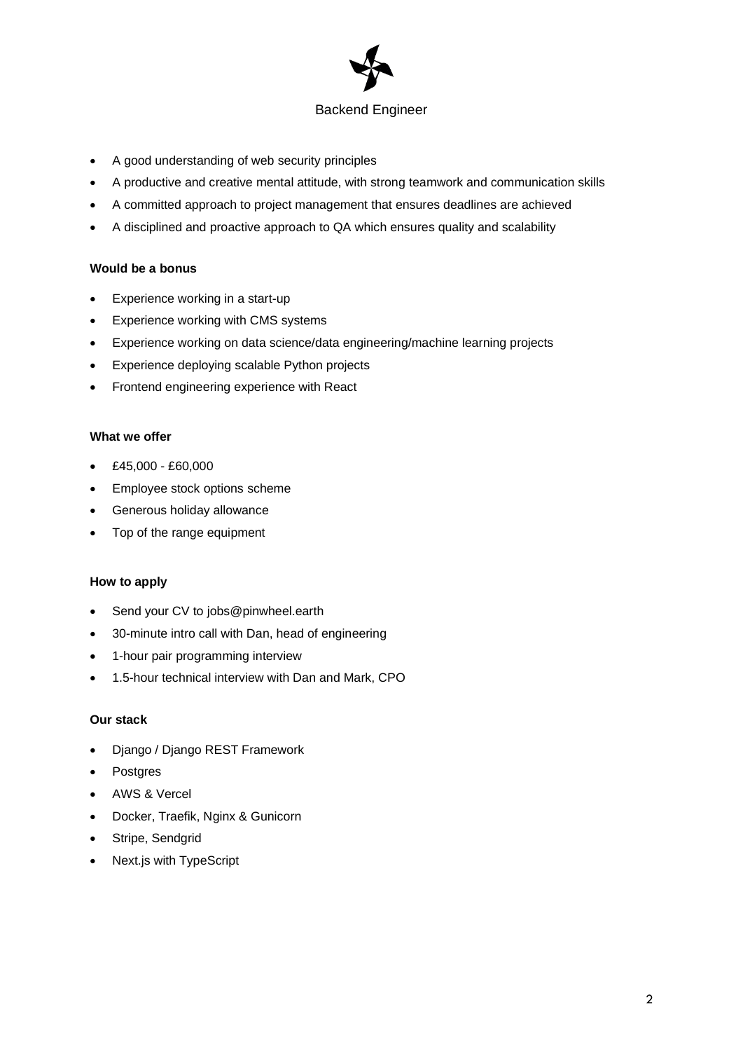- A good understanding of web security principles
- A productive and creative mental attitude, with strong teamwork and communication skills
- A committed approach to project management that ensures deadlines are achieved
- A disciplined and proactive approach to QA which ensures quality and scalability

**Would be a bonus**

- Experience working in a start-up
- Experience working with CMS systems
- Experience working on data science/data engineering/machine learning projects
- Experience deploying scalable Python projects
- Frontend engineering experience with React

**What we offer**

- £45,000 - £60,000
- Employee stock options scheme
- Generous holiday allowance
- Top of the range equipment

**How to apply**

- Send your CV to jobs@pinwheel.earth
- 30-minute intro call with Dan, head of engineering
- 1-hour pair programming interview
- 1.5-hour technical interview with Dan and Mark, CPO

**Our stack**

- Django / Django REST Framework
- Postgres
- AWS & Vercel
- Docker, Traefik, Nginx & Gunicorn
- Stripe, Sendgrid
- Next.js with TypeScript